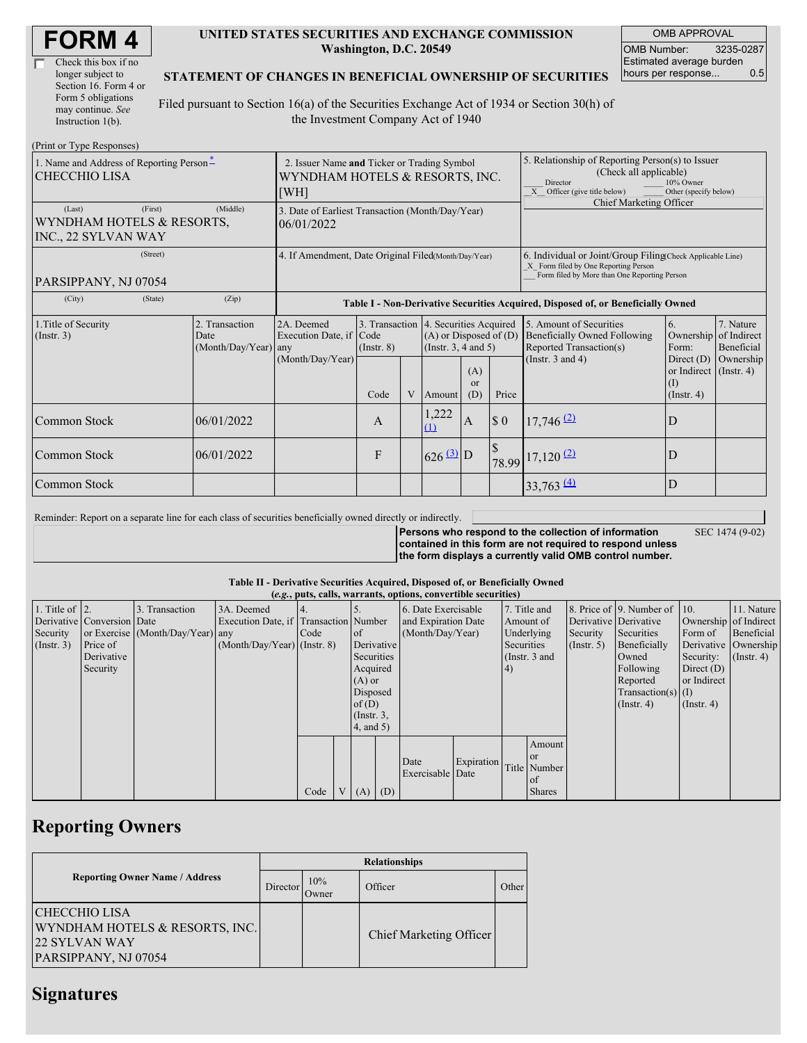# FORM 4

☐ Check this box if no longer subject to Section 16. Form 4 or Form 5 obligations may continue. *See* Instruction 1(b).

**UNITED STATES SECURITIES AND EXCHANGE COMMISSION**
**Washington, D.C. 20549**

**STATEMENT OF CHANGES IN BENEFICIAL OWNERSHIP OF SECURITIES**

Filed pursuant to Section 16(a) of the Securities Exchange Act of 1934 or Section 30(h) of the Investment Company Act of 1940

| OMB APPROVAL | |
|---|---|
| OMB Number: | 3235-0287 |
| Estimated average burden hours per response... | 0.5 |

(Print or Type Responses)

| | | |
|---|---|---|
| 1. Name and Address of Reporting Person * CHECCHIO LISA | 2. Issuer Name and Ticker or Trading Symbol WYNDHAM HOTELS & RESORTS, INC. [WH] | 5. Relationship of Reporting Person(s) to Issuer (Check all applicable) ___ Director ___ 10% Owner _X_ Officer (give title below) ___ Other (specify below) Chief Marketing Officer |
| (Last) (First) (Middle) WYNDHAM HOTELS & RESORTS, INC., 22 SYLVAN WAY | 3. Date of Earliest Transaction (Month/Day/Year) 06/01/2022 | |
| (Street) PARSIPPANY, NJ 07054 | 4. If Amendment, Date Original Filed(Month/Day/Year) | 6. Individual or Joint/Group Filing(Check Applicable Line) _X_ Form filed by One Reporting Person ___ Form filed by More than One Reporting Person |
| (City) (State) (Zip) | | |

**Table I - Non-Derivative Securities Acquired, Disposed of, or Beneficially Owned**

| 1.Title of Security (Instr. 3) | 2. Transaction Date (Month/Day/Year) | 2A. Deemed Execution Date, if any (Month/Day/Year) | 3. Transaction Code (Instr. 8) | | 4. Securities Acquired (A) or Disposed of (D) (Instr. 3, 4 and 5) | | | 5. Amount of Securities Beneficially Owned Following Reported Transaction(s) (Instr. 3 and 4) | 6. Ownership Form: Direct (D) or Indirect (I) (Instr. 4) | 7. Nature of Indirect Beneficial Ownership (Instr. 4) |
|---|---|---|---|---|---|---|---|---|---|---|
| | | | Code | V | Amount | (A) or (D) | Price | | | |
| Common Stock | 06/01/2022 | | A | | 1,222 (1) | A | $ 0 | 17,746 (2) | D | |
| Common Stock | 06/01/2022 | | F | | 626 (3) | D | $ 78.99 | 17,120 (2) | D | |
| Common Stock | | | | | | | | 33,763 (4) | D | |

Reminder: Report on a separate line for each class of securities beneficially owned directly or indirectly.

**Persons who respond to the collection of information contained in this form are not required to respond unless the form displays a currently valid OMB control number.** SEC 1474 (9-02)

**Table II - Derivative Securities Acquired, Disposed of, or Beneficially Owned**
**(*e.g.*, puts, calls, warrants, options, convertible securities)**

| 1. Title of Derivative Security (Instr. 3) | 2. Conversion or Exercise Price of Derivative Security | 3. Transaction Date (Month/Day/Year) | 3A. Deemed Execution Date, if any (Month/Day/Year) | 4. Transaction Code (Instr. 8) | | 5. Number of Derivative Securities Acquired (A) or Disposed of (D) (Instr. 3, 4, and 5) | | 6. Date Exercisable and Expiration Date (Month/Day/Year) | | 7. Title and Amount of Underlying Securities (Instr. 3 and 4) | | 8. Price of Derivative Security (Instr. 5) | 9. Number of Derivative Securities Beneficially Owned Following Reported Transaction(s) (Instr. 4) | 10. Ownership Form of Derivative Security: Direct (D) or Indirect (I) (Instr. 4) | 11. Nature of Indirect Beneficial Ownership (Instr. 4) |
|---|---|---|---|---|---|---|---|---|---|---|---|---|---|---|---|
| | | | | Code | V | (A) | (D) | Date Exercisable | Expiration Date | Title | Amount or Number of Shares | | | | |

## Reporting Owners

| Reporting Owner Name / Address | Relationships | | | |
|---|---|---|---|---|
| | Director | 10% Owner | Officer | Other |
| CHECCHIO LISA WYNDHAM HOTELS & RESORTS, INC. 22 SYLVAN WAY PARSIPPANY, NJ 07054 | | | Chief Marketing Officer | |

## Signatures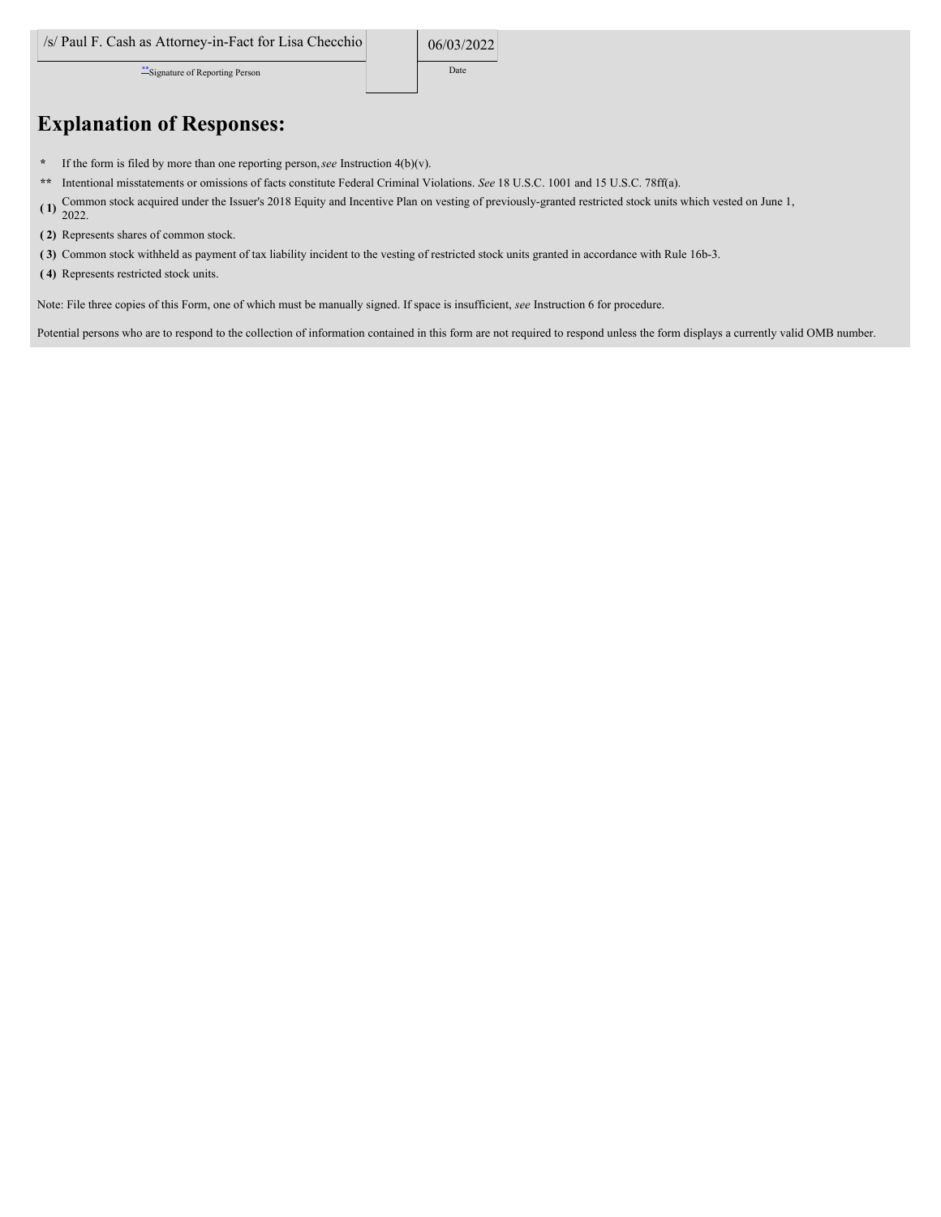| /s/ Paul F. Cash as Attorney-in-Fact for Lisa Checchio | | 06/03/2022 |
| --- | --- | --- |
| **Signature of Reporting Person | | Date |

## Explanation of Responses:

\* If the form is filed by more than one reporting person, *see* Instruction 4(b)(v).

\*\* Intentional misstatements or omissions of facts constitute Federal Criminal Violations. *See* 18 U.S.C. 1001 and 15 U.S.C. 78ff(a).

( 1) Common stock acquired under the Issuer's 2018 Equity and Incentive Plan on vesting of previously-granted restricted stock units which vested on June 1, 2022.

( 2) Represents shares of common stock.

( 3) Common stock withheld as payment of tax liability incident to the vesting of restricted stock units granted in accordance with Rule 16b-3.

( 4) Represents restricted stock units.

Note: File three copies of this Form, one of which must be manually signed. If space is insufficient, *see* Instruction 6 for procedure.

Potential persons who are to respond to the collection of information contained in this form are not required to respond unless the form displays a currently valid OMB number.